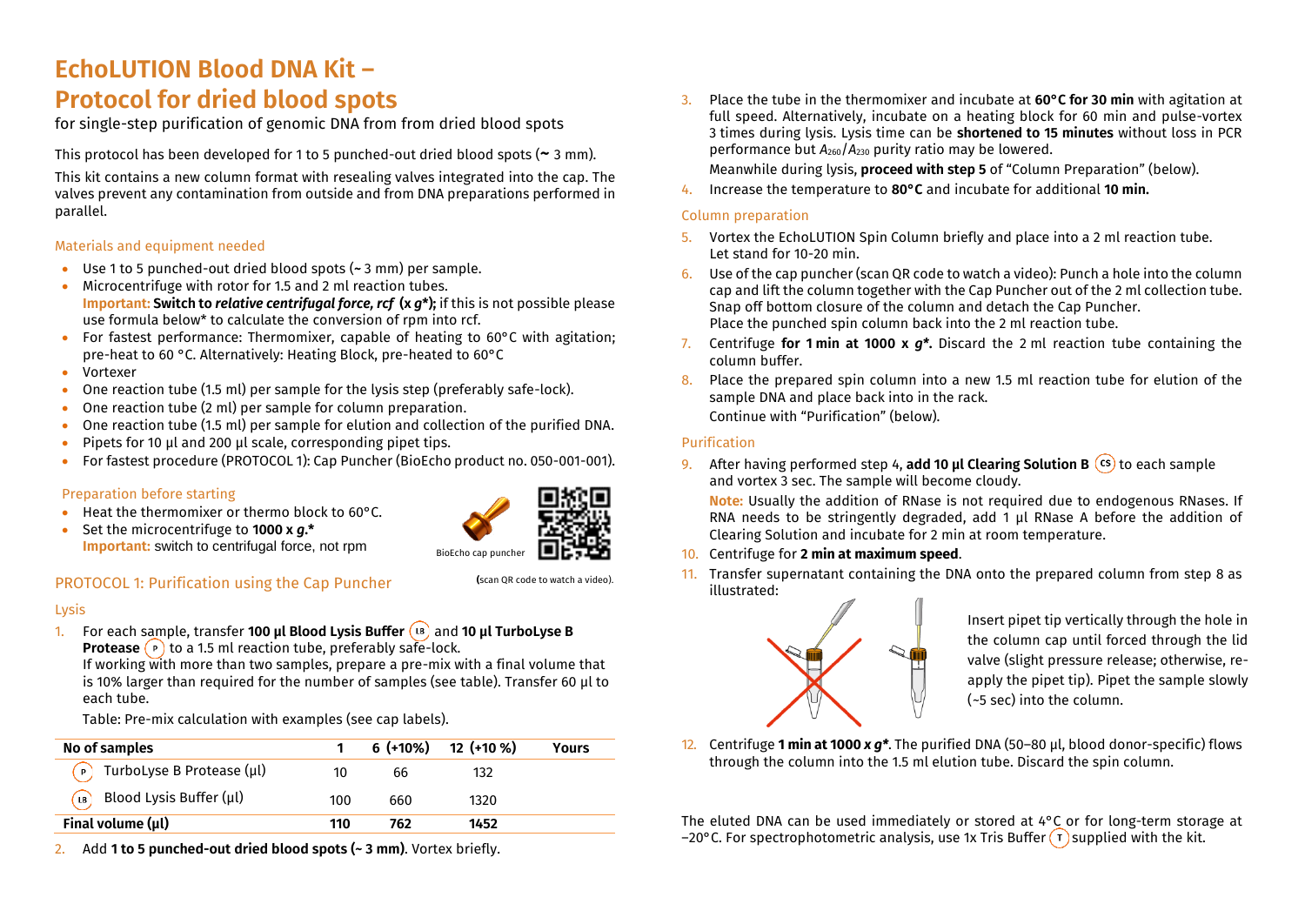# EchoLUTION Blood DNA Kit – Protocol for dried blood spots

for single-step purification of genomic DNA from from dried blood spots

This protocol has been developed for 1 to 5 punched-out dried blood spots (~ 3 mm).

This kit contains a new column format with resealing valves integrated into the cap. The valves prevent any contamination from outside and from DNA preparations performed in parallel.

### Materials and equipment needed

- Use 1 to 5 punched-out dried blood spots (~ 3 mm) per sample.
- Microcentrifuge with rotor for 1.5 and 2 ml reaction tubes. **Important: Switch to *relative centrifugal force, rcf* (x *g*\*);** if this is not possible please use formula below* to calculate the conversion of rpm into rcf.
- For fastest performance: Thermomixer, capable of heating to 60°C with agitation; pre-heat to 60 °C. Alternatively: Heating Block, pre-heated to 60°C
- Vortexer
- One reaction tube (1.5 ml) per sample for the lysis step (preferably safe-lock).
- One reaction tube (2 ml) per sample for column preparation.
- One reaction tube (1.5 ml) per sample for elution and collection of the purified DNA.
- Pipets for 10 µl and 200 µl scale, corresponding pipet tips.
- For fastest procedure (PROTOCOL 1): Cap Puncher (BioEcho product no. 050-001-001).

### Preparation before starting

- Heat the thermomixer or thermo block to 60°C.
- Set the microcentrifuge to **1000 x *g*.\***
  **Important:** switch to centrifugal force, not rpm

BioEcho cap puncher

(scan QR code to watch a video).

## PROTOCOL 1: Purification using the Cap Puncher

### Lysis

1. For each sample, transfer **100 µl Blood Lysis Buffer** (LB) and **10 µl TurboLyse B Protease** (P) to a 1.5 ml reaction tube, preferably safe-lock.
   If working with more than two samples, prepare a pre-mix with a final volume that is 10% larger than required for the number of samples (see table). Transfer 60 µl to each tube.

   Table: Pre-mix calculation with examples (see cap labels).

| No of samples | 1 | 6 (+10%) | 12 (+10 %) | Yours |
|---|---|---|---|---|
| (P) TurboLyse B Protease (µl) | 10 | 66 | 132 | |
| (LB) Blood Lysis Buffer (µl) | 100 | 660 | 1320 | |
| **Final volume (µl)** | **110** | **762** | **1452** | |

2. Add **1 to 5 punched-out dried blood spots (~ 3 mm)**. Vortex briefly.
3. Place the tube in the thermomixer and incubate at **60°C for 30 min** with agitation at full speed. Alternatively, incubate on a heating block for 60 min and pulse-vortex 3 times during lysis. Lysis time can be **shortened to 15 minutes** without loss in PCR performance but $A_{260}/A_{230}$ purity ratio may be lowered.
   Meanwhile during lysis, **proceed with step 5** of "Column Preparation" (below).
4. Increase the temperature to **80°C** and incubate for additional **10 min.**

### Column preparation

5. Vortex the EchoLUTION Spin Column briefly and place into a 2 ml reaction tube. Let stand for 10-20 min.
6. Use of the cap puncher (scan QR code to watch a video): Punch a hole into the column cap and lift the column together with the Cap Puncher out of the 2 ml collection tube. Snap off bottom closure of the column and detach the Cap Puncher. Place the punched spin column back into the 2 ml reaction tube.
7. Centrifuge **for 1 min at 1000 x *g*\*.** Discard the 2 ml reaction tube containing the column buffer.
8. Place the prepared spin column into a new 1.5 ml reaction tube for elution of the sample DNA and place back into in the rack.
   Continue with "Purification" (below).

### Purification

9. After having performed step 4, **add 10 µl Clearing Solution B** (CS) to each sample and vortex 3 sec. The sample will become cloudy.
   **Note:** Usually the addition of RNase is not required due to endogenous RNases. If RNA needs to be stringently degraded, add 1 µl RNase A before the addition of Clearing Solution and incubate for 2 min at room temperature.
10. Centrifuge for **2 min at maximum speed**.
11. Transfer supernatant containing the DNA onto the prepared column from step 8 as illustrated:

    Insert pipet tip vertically through the hole in the column cap until forced through the lid valve (slight pressure release; otherwise, re-apply the pipet tip). Pipet the sample slowly (~5 sec) into the column.

12. Centrifuge **1 min at 1000 x *g*\***. The purified DNA (50–80 µl, blood donor-specific) flows through the column into the 1.5 ml elution tube. Discard the spin column.

The eluted DNA can be used immediately or stored at 4°C or for long-term storage at −20°C. For spectrophotometric analysis, use 1x Tris Buffer (T) supplied with the kit.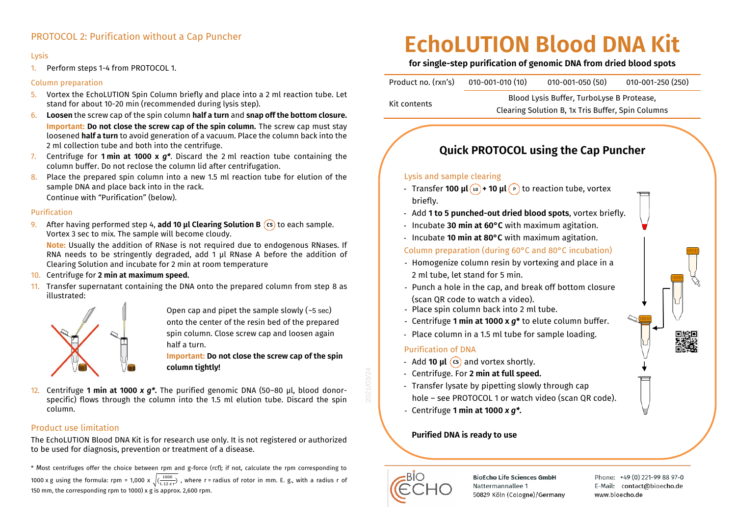## PROTOCOL 2: Purification without a Cap Puncher

### Lysis

1. Perform steps 1-4 from PROTOCOL 1.

### Column preparation

5. Vortex the EchoLUTION Spin Column briefly and place into a 2 ml reaction tube. Let stand for about 10-20 min (recommended during lysis step).
6. **Loosen** the screw cap of the spin column **half a turn** and **snap off the bottom closure.**

   **Important: Do not close the screw cap of the spin column.** The screw cap must stay loosened **half a turn** to avoid generation of a vacuum. Place the column back into the 2 ml collection tube and both into the centrifuge.
7. Centrifuge for **1 min at 1000 x *g****. Discard the 2 ml reaction tube containing the column buffer. Do not reclose the column lid after centrifugation.
8. Place the prepared spin column into a new 1.5 ml reaction tube for elution of the sample DNA and place back into in the rack.

   Continue with "Purification" (below).

### Purification

9. After having performed step 4, **add 10 µl Clearing Solution B** (CS) to each sample. Vortex 3 sec to mix. The sample will become cloudy.

   **Note:** Usually the addition of RNase is not required due to endogenous RNases. If RNA needs to be stringently degraded, add 1 µl RNase A before the addition of Clearing Solution and incubate for 2 min at room temperature
10. Centrifuge for **2 min at maximum speed.**
11. Transfer supernatant containing the DNA onto the prepared column from step 8 as illustrated:

    Open cap and pipet the sample slowly (~5 sec) onto the center of the resin bed of the prepared spin column. Close screw cap and loosen again half a turn.

    **Important: Do not close the screw cap of the spin column tightly!**
12. Centrifuge **1 min at 1000 *x g****. The purified genomic DNA (50–80 µl, blood donor-specific) flows through the column into the 1.5 ml elution tube. Discard the spin column.

### Product use limitation

The EchoLUTION Blood DNA Kit is for research use only. It is not registered or authorized to be used for diagnosis, prevention or treatment of a disease.

* Most centrifuges offer the choice between rpm and g-force (rcf); if not, calculate the rpm corresponding to 1000 x g using the formula: rpm = 1,000 x $\sqrt{\left(\frac{1000}{1.12 \times r}\right)}$ , where r = radius of rotor in mm. E. g., with a radius r of 150 mm, the corresponding rpm to 1000) x g is approx. 2,600 rpm.

2021/03/24

# EchoLUTION Blood DNA Kit

**for single-step purification of genomic DNA from dried blood spots**

| | | | |
|---|---|---|---|
| Product no. (rxn's) | 010-001-010 (10) | 010-001-050 (50) | 010-001-250 (250) |
| Kit contents | Blood Lysis Buffer, TurboLyse B Protease, Clearing Solution B, 1x Tris Buffer, Spin Columns | | |

## Quick PROTOCOL using the Cap Puncher

### Lysis and sample clearing

- Transfer **100 µl** (LB) **+ 10 µl** (P) to reaction tube, vortex briefly.
- Add **1 to 5 punched-out dried blood spots**, vortex briefly.
- Incubate **30 min at 60°C** with maximum agitation.
- Incubate **10 min at 80°C** with maximum agitation.

### Column preparation (during 60°C and 80°C incubation)

- Homogenize column resin by vortexing and place in a 2 ml tube, let stand for 5 min.
- Punch a hole in the cap, and break off bottom closure (scan QR code to watch a video).
- Place spin column back into 2 ml tube.
- Centrifuge **1 min at 1000 x *g**** to elute column buffer.
- Place column in a 1.5 ml tube for sample loading.

### Purification of DNA

- Add **10 µl** (CS) and vortex shortly.
- Centrifuge. For **2 min at full speed.**
- Transfer lysate by pipetting slowly through cap hole – see PROTOCOL 1 or watch video (scan QR code).
- Centrifuge **1 min at 1000 *x g****.

**Purified DNA is ready to use**

BioEcho Life Sciences GmbH
Nattermannallee 1
50829 Köln (Cologne)/Germany

Phone: +49 (0) 221-99 88 97-0
E-Mail: contact@bioecho.de
www.bioecho.de